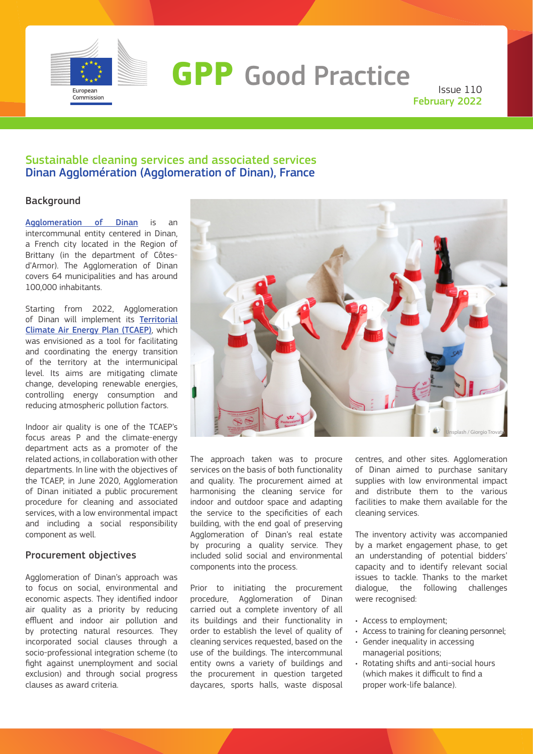# GPP Good Practice

Issue 110
February 2022

## Sustainable cleaning services and associated services
## Dinan Agglomération (Agglomeration of Dinan), France

### Background

Agglomeration of Dinan is an intercommunal entity centered in Dinan, a French city located in the Region of Brittany (in the department of Côtes-d'Armor). The Agglomeration of Dinan covers 64 municipalities and has around 100,000 inhabitants.

Starting from 2022, Agglomeration of Dinan will implement its Territorial Climate Air Energy Plan (TCAEP), which was envisioned as a tool for facilitating and coordinating the energy transition of the territory at the intermunicipal level. Its aims are mitigating climate change, developing renewable energies, controlling energy consumption and reducing atmospheric pollution factors.

Indoor air quality is one of the TCAEP's focus areas P and the climate-energy department acts as a promoter of the related actions, in collaboration with other departments. In line with the objectives of the TCAEP, in June 2020, Agglomeration of Dinan initiated a public procurement procedure for cleaning and associated services, with a low environmental impact and including a social responsibility component as well.

### Procurement objectives

Agglomeration of Dinan's approach was to focus on social, environmental and economic aspects. They identified indoor air quality as a priority by reducing effluent and indoor air pollution and by protecting natural resources. They incorporated social clauses through a socio-professional integration scheme (to fight against unemployment and social exclusion) and through social progress clauses as award criteria.

Unsplash / Giorgio Trovato

The approach taken was to procure services on the basis of both functionality and quality. The procurement aimed at harmonising the cleaning service for indoor and outdoor space and adapting the service to the specificities of each building, with the end goal of preserving Agglomeration of Dinan's real estate by procuring a quality service. They included solid social and environmental components into the process.

Prior to initiating the procurement procedure, Agglomeration of Dinan carried out a complete inventory of all its buildings and their functionality in order to establish the level of quality of cleaning services requested, based on the use of the buildings. The intercommunal entity owns a variety of buildings and the procurement in question targeted daycares, sports halls, waste disposal centres, and other sites. Agglomeration of Dinan aimed to purchase sanitary supplies with low environmental impact and distribute them to the various facilities to make them available for the cleaning services.

The inventory activity was accompanied by a market engagement phase, to get an understanding of potential bidders' capacity and to identify relevant social issues to tackle. Thanks to the market dialogue, the following challenges were recognised:

- Access to employment;
- Access to training for cleaning personnel;
- Gender inequality in accessing managerial positions;
- Rotating shifts and anti-social hours (which makes it difficult to find a proper work-life balance).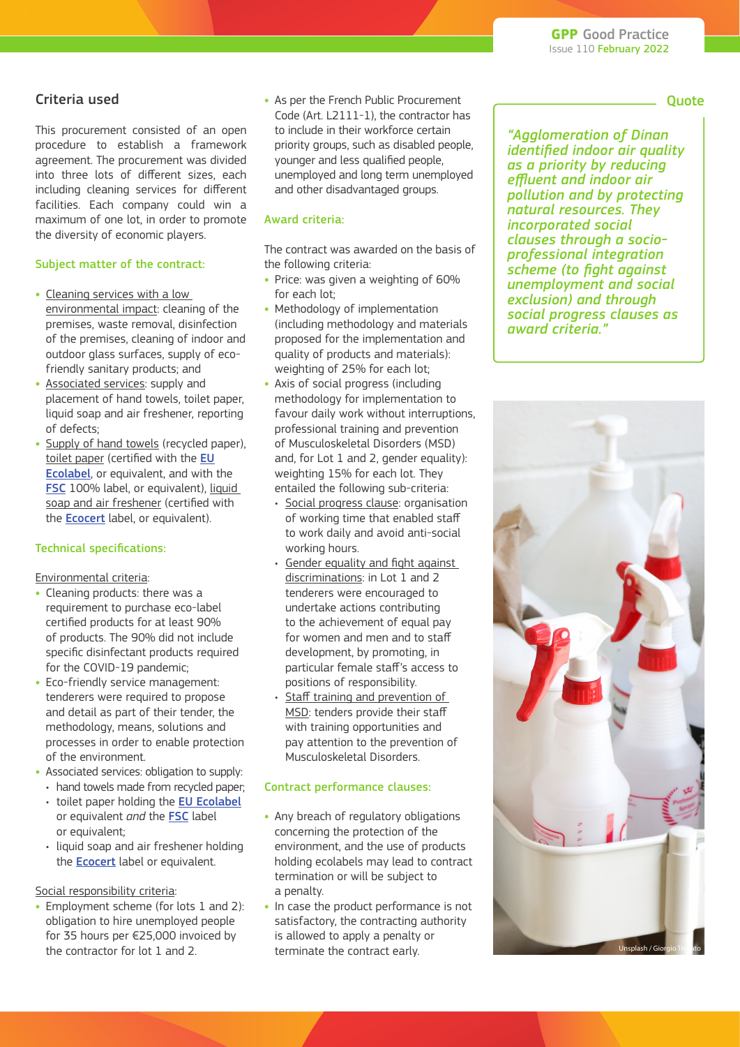## Criteria used

This procurement consisted of an open procedure to establish a framework agreement. The procurement was divided into three lots of different sizes, each including cleaning services for different facilities. Each company could win a maximum of one lot, in order to promote the diversity of economic players.

### Subject matter of the contract:

- Cleaning services with a low environmental impact: cleaning of the premises, waste removal, disinfection of the premises, cleaning of indoor and outdoor glass surfaces, supply of eco-friendly sanitary products; and
- Associated services: supply and placement of hand towels, toilet paper, liquid soap and air freshener, reporting of defects;
- Supply of hand towels (recycled paper), toilet paper (certified with the **EU Ecolabel**, or equivalent, and with the **FSC** 100% label, or equivalent), liquid soap and air freshener (certified with the **Ecocert** label, or equivalent).

### Technical specifications:

Environmental criteria:

- Cleaning products: there was a requirement to purchase eco-label certified products for at least 90% of products. The 90% did not include specific disinfectant products required for the COVID-19 pandemic;
- Eco-friendly service management: tenderers were required to propose and detail as part of their tender, the methodology, means, solutions and processes in order to enable protection of the environment.
- Associated services: obligation to supply:
  - hand towels made from recycled paper;
  - toilet paper holding the **EU Ecolabel** or equivalent *and* the **FSC** label or equivalent;
  - liquid soap and air freshener holding the **Ecocert** label or equivalent.

Social responsibility criteria:

- Employment scheme (for lots 1 and 2): obligation to hire unemployed people for 35 hours per €25,000 invoiced by the contractor for lot 1 and 2.
- As per the French Public Procurement Code (Art. L2111-1), the contractor has to include in their workforce certain priority groups, such as disabled people, younger and less qualified people, unemployed and long term unemployed and other disadvantaged groups.

### Award criteria:

The contract was awarded on the basis of the following criteria:

- Price: was given a weighting of 60% for each lot;
- Methodology of implementation (including methodology and materials proposed for the implementation and quality of products and materials): weighting of 25% for each lot;
- Axis of social progress (including methodology for implementation to favour daily work without interruptions, professional training and prevention of Musculoskeletal Disorders (MSD) and, for Lot 1 and 2, gender equality): weighting 15% for each lot. They entailed the following sub-criteria:
  - Social progress clause: organisation of working time that enabled staff to work daily and avoid anti-social working hours.
  - Gender equality and fight against discriminations: in Lot 1 and 2 tenderers were encouraged to undertake actions contributing to the achievement of equal pay for women and men and to staff development, by promoting, in particular female staff's access to positions of responsibility.
  - Staff training and prevention of MSD: tenders provide their staff with training opportunities and pay attention to the prevention of Musculoskeletal Disorders.

### Contract performance clauses:

- Any breach of regulatory obligations concerning the protection of the environment, and the use of products holding ecolabels may lead to contract termination or will be subject to a penalty.
- In case the product performance is not satisfactory, the contracting authority is allowed to apply a penalty or terminate the contract early.

### Quote

*"Agglomeration of Dinan identified indoor air quality as a priority by reducing effluent and indoor air pollution and by protecting natural resources. They incorporated social clauses through a socio-professional integration scheme (to fight against unemployment and social exclusion) and through social progress clauses as award criteria."*

Unsplash / Giorgio Trovato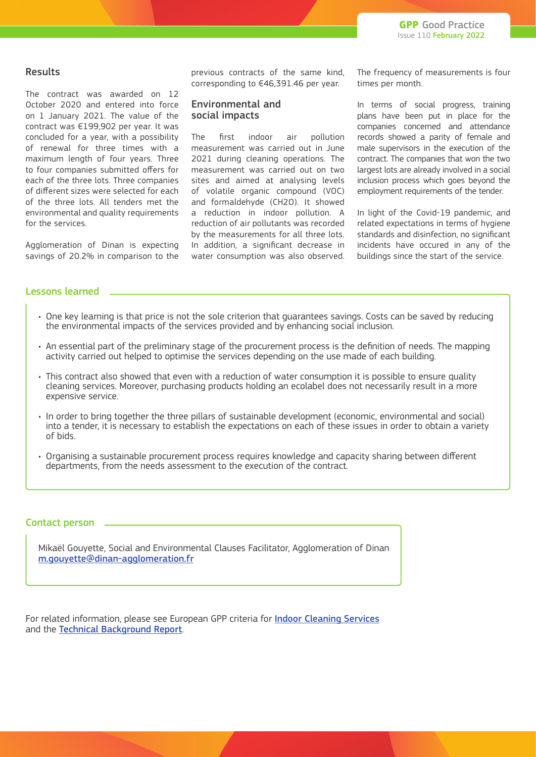## Results

The contract was awarded on 12 October 2020 and entered into force on 1 January 2021. The value of the contract was €199,902 per year. It was concluded for a year, with a possibility of renewal for three times with a maximum length of four years. Three to four companies submitted offers for each of the three lots. Three companies of different sizes were selected for each of the three lots. All tenders met the environmental and quality requirements for the services.

Agglomeration of Dinan is expecting savings of 20.2% in comparison to the previous contracts of the same kind, corresponding to €46,391.46 per year.

## Environmental and social impacts

The first indoor air pollution measurement was carried out in June 2021 during cleaning operations. The measurement was carried out on two sites and aimed at analysing levels of volatile organic compound (VOC) and formaldehyde ($CH_2O$). It showed a reduction in indoor pollution. A reduction of air pollutants was recorded by the measurements for all three lots. In addition, a significant decrease in water consumption was also observed. The frequency of measurements is four times per month.

In terms of social progress, training plans have been put in place for the companies concerned and attendance records showed a parity of female and male supervisors in the execution of the contract. The companies that won the two largest lots are already involved in a social inclusion process which goes beyond the employment requirements of the tender.

In light of the Covid-19 pandemic, and related expectations in terms of hygiene standards and disinfection, no significant incidents have occured in any of the buildings since the start of the service.

## Lessons learned

- One key learning is that price is not the sole criterion that guarantees savings. Costs can be saved by reducing the environmental impacts of the services provided and by enhancing social inclusion.
- An essential part of the preliminary stage of the procurement process is the definition of needs. The mapping activity carried out helped to optimise the services depending on the use made of each building.
- This contract also showed that even with a reduction of water consumption it is possible to ensure quality cleaning services. Moreover, purchasing products holding an ecolabel does not necessarily result in a more expensive service.
- In order to bring together the three pillars of sustainable development (economic, environmental and social) into a tender, it is necessary to establish the expectations on each of these issues in order to obtain a variety of bids.
- Organising a sustainable procurement process requires knowledge and capacity sharing between different departments, from the needs assessment to the execution of the contract.

## Contact person

Mikaël Gouyette, Social and Environmental Clauses Facilitator, Agglomeration of Dinan
m.gouyette@dinan-agglomeration.fr

For related information, please see European GPP criteria for Indoor Cleaning Services and the Technical Background Report.